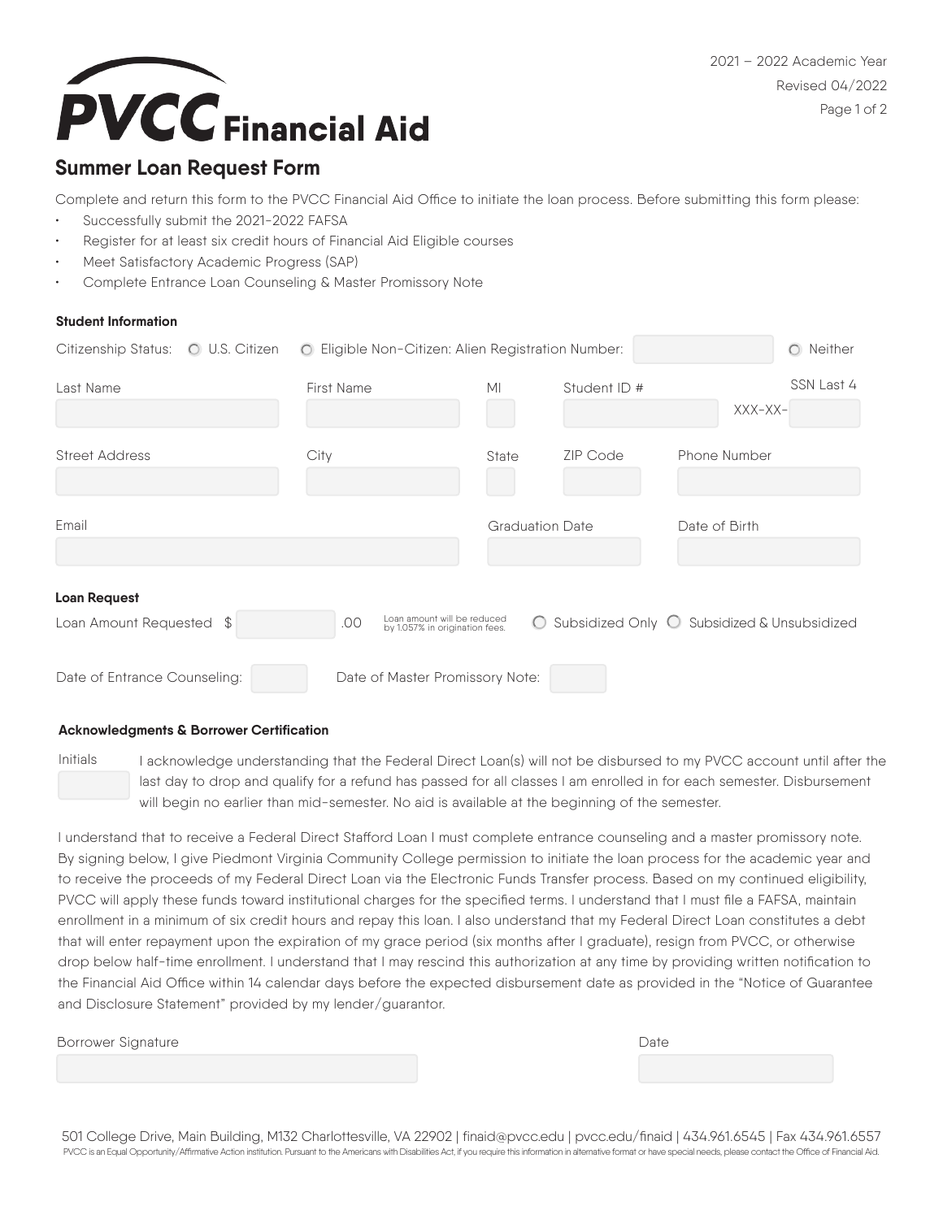# PVCC Financial Aid

2021 – 2022 Academic Year
Revised 04/2022

## Summer Loan Request Form

Complete and return this form to the PVCC Financial Aid Office to initiate the loan process. Before submitting this form please:

- Successfully submit the 2021-2022 FAFSA
- Register for at least six credit hours of Financial Aid Eligible courses
- Meet Satisfactory Academic Progress (SAP)
- Complete Entrance Loan Counseling & Master Promissory Note

### Student Information

Citizenship Status: ○ U.S. Citizen ○ Eligible Non-Citizen: Alien Registration Number: ________ ○ Neither

Last Name: ________ First Name: ________ MI: ____ Student ID #: ________ SSN Last 4: XXX-XX-________

Street Address: ________ City: ________ State: ____ ZIP Code: ________ Phone Number: ________

Email: ________ Graduation Date: ________ Date of Birth: ________

### Loan Request

Loan Amount Requested $ ________ .00 (Loan amount will be reduced by 1.057% in origination fees.) ○ Subsidized Only ○ Subsidized & Unsubsidized

Date of Entrance Counseling: ________ Date of Master Promissory Note: ________

### Acknowledgments & Borrower Certification

Initials ________ I acknowledge understanding that the Federal Direct Loan(s) will not be disbursed to my PVCC account until after the last day to drop and qualify for a refund has passed for all classes I am enrolled in for each semester. Disbursement will begin no earlier than mid-semester. No aid is available at the beginning of the semester.

I understand that to receive a Federal Direct Stafford Loan I must complete entrance counseling and a master promissory note. By signing below, I give Piedmont Virginia Community College permission to initiate the loan process for the academic year and to receive the proceeds of my Federal Direct Loan via the Electronic Funds Transfer process. Based on my continued eligibility, PVCC will apply these funds toward institutional charges for the specified terms. I understand that I must file a FAFSA, maintain enrollment in a minimum of six credit hours and repay this loan. I also understand that my Federal Direct Loan constitutes a debt that will enter repayment upon the expiration of my grace period (six months after I graduate), resign from PVCC, or otherwise drop below half-time enrollment. I understand that I may rescind this authorization at any time by providing written notification to the Financial Aid Office within 14 calendar days before the expected disbursement date as provided in the "Notice of Guarantee and Disclosure Statement" provided by my lender/guarantor.

Borrower Signature: ________ Date: ________

501 College Drive, Main Building, M132 Charlottesville, VA 22902 | finaid@pvcc.edu | pvcc.edu/finaid | 434.961.6545 | Fax 434.961.6557

PVCC is an Equal Opportunity/Affirmative Action institution. Pursuant to the Americans with Disabilities Act, if you require this information in alternative format or have special needs, please contact the Office of Financial Aid.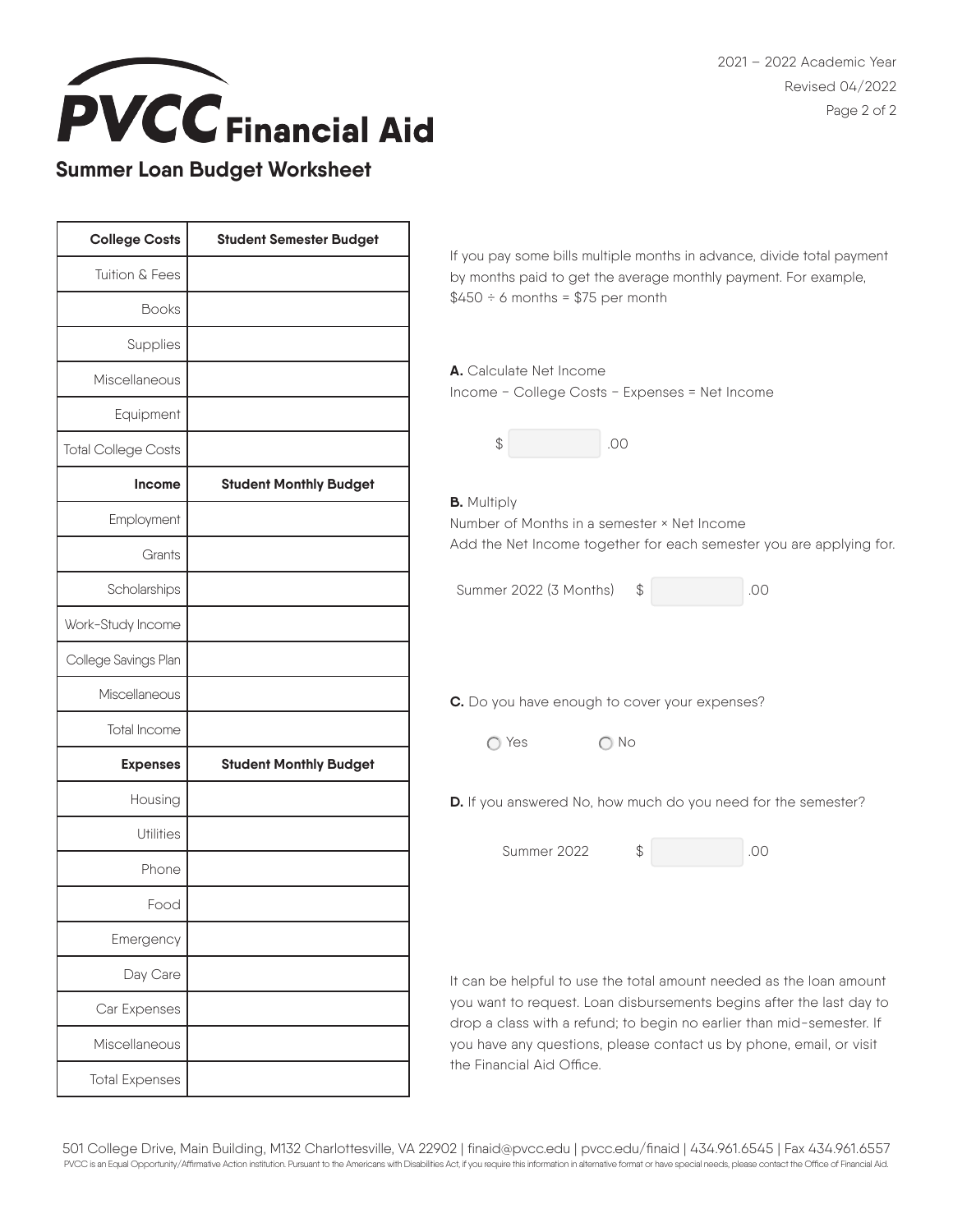# PVCC Financial Aid

## Summer Loan Budget Worksheet

| College Costs | Student Semester Budget |
|---|---|
| Tuition & Fees | |
| Books | |
| Supplies | |
| Miscellaneous | |
| Equipment | |
| Total College Costs | |
| **Income** | **Student Monthly Budget** |
| Employment | |
| Grants | |
| Scholarships | |
| Work-Study Income | |
| College Savings Plan | |
| Miscellaneous | |
| Total Income | |
| **Expenses** | **Student Monthly Budget** |
| Housing | |
| Utilities | |
| Phone | |
| Food | |
| Emergency | |
| Day Care | |
| Car Expenses | |
| Miscellaneous | |
| Total Expenses | |

If you pay some bills multiple months in advance, divide total payment by months paid to get the average monthly payment. For example, $450 ÷ 6 months = $75 per month

**A.** Calculate Net Income
Income – College Costs – Expenses = Net Income

$ ______ .00

**B.** Multiply
Number of Months in a semester × Net Income
Add the Net Income together for each semester you are applying for.

Summer 2022 (3 Months) $ ______ .00

**C.** Do you have enough to cover your expenses?

◯ Yes ◯ No

**D.** If you answered No, how much do you need for the semester?

Summer 2022 $ ______ .00

It can be helpful to use the total amount needed as the loan amount you want to request. Loan disbursements begins after the last day to drop a class with a refund; to begin no earlier than mid-semester. If you have any questions, please contact us by phone, email, or visit the Financial Aid Office.

501 College Drive, Main Building, M132 Charlottesville, VA 22902 | finaid@pvcc.edu | pvcc.edu/finaid | 434.961.6545 | Fax 434.961.6557

PVCC is an Equal Opportunity/Affirmative Action institution. Pursuant to the Americans with Disabilities Act, if you require this information in alternative format or have special needs, please contact the Office of Financial Aid.